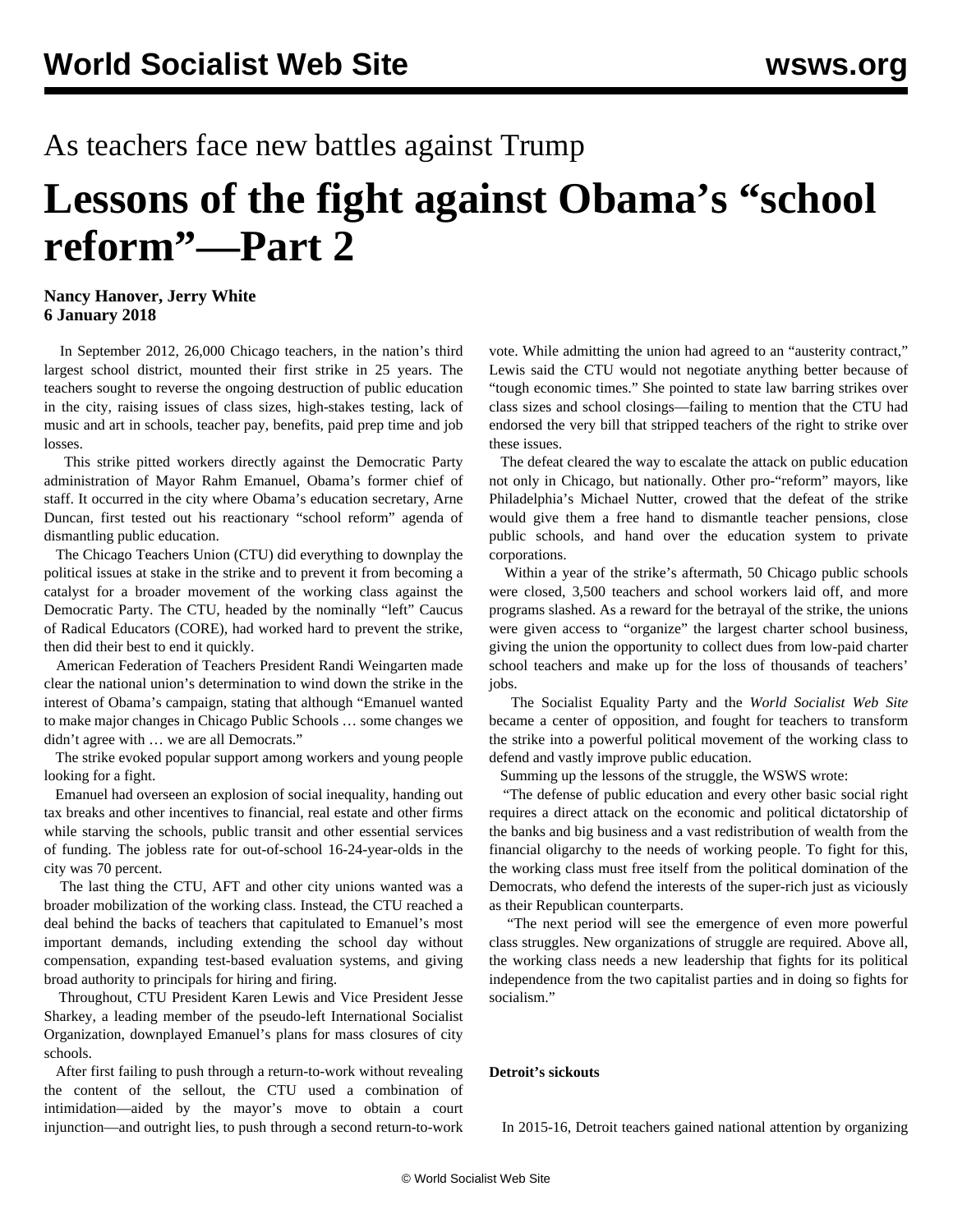As teachers face new battles against Trump

# Lessons of the fight against Obama's "school reform"—Part 2

**Nancy Hanover, Jerry White**
**6 January 2018**

In September 2012, 26,000 Chicago teachers, in the nation's third largest school district, mounted their first strike in 25 years. The teachers sought to reverse the ongoing destruction of public education in the city, raising issues of class sizes, high-stakes testing, lack of music and art in schools, teacher pay, benefits, paid prep time and job losses.

This strike pitted workers directly against the Democratic Party administration of Mayor Rahm Emanuel, Obama's former chief of staff. It occurred in the city where Obama's education secretary, Arne Duncan, first tested out his reactionary "school reform" agenda of dismantling public education.

The Chicago Teachers Union (CTU) did everything to downplay the political issues at stake in the strike and to prevent it from becoming a catalyst for a broader movement of the working class against the Democratic Party. The CTU, headed by the nominally "left" Caucus of Radical Educators (CORE), had worked hard to prevent the strike, then did their best to end it quickly.

American Federation of Teachers President Randi Weingarten made clear the national union's determination to wind down the strike in the interest of Obama's campaign, stating that although "Emanuel wanted to make major changes in Chicago Public Schools … some changes we didn't agree with … we are all Democrats."

The strike evoked popular support among workers and young people looking for a fight.

Emanuel had overseen an explosion of social inequality, handing out tax breaks and other incentives to financial, real estate and other firms while starving the schools, public transit and other essential services of funding. The jobless rate for out-of-school 16-24-year-olds in the city was 70 percent.

The last thing the CTU, AFT and other city unions wanted was a broader mobilization of the working class. Instead, the CTU reached a deal behind the backs of teachers that capitulated to Emanuel's most important demands, including extending the school day without compensation, expanding test-based evaluation systems, and giving broad authority to principals for hiring and firing.

Throughout, CTU President Karen Lewis and Vice President Jesse Sharkey, a leading member of the pseudo-left International Socialist Organization, downplayed Emanuel's plans for mass closures of city schools.

After first failing to push through a return-to-work without revealing the content of the sellout, the CTU used a combination of intimidation—aided by the mayor's move to obtain a court injunction—and outright lies, to push through a second return-to-work vote. While admitting the union had agreed to an "austerity contract," Lewis said the CTU would not negotiate anything better because of "tough economic times." She pointed to state law barring strikes over class sizes and school closings—failing to mention that the CTU had endorsed the very bill that stripped teachers of the right to strike over these issues.

The defeat cleared the way to escalate the attack on public education not only in Chicago, but nationally. Other pro-"reform" mayors, like Philadelphia's Michael Nutter, crowed that the defeat of the strike would give them a free hand to dismantle teacher pensions, close public schools, and hand over the education system to private corporations.

Within a year of the strike's aftermath, 50 Chicago public schools were closed, 3,500 teachers and school workers laid off, and more programs slashed. As a reward for the betrayal of the strike, the unions were given access to "organize" the largest charter school business, giving the union the opportunity to collect dues from low-paid charter school teachers and make up for the loss of thousands of teachers' jobs.

The Socialist Equality Party and the *World Socialist Web Site* became a center of opposition, and fought for teachers to transform the strike into a powerful political movement of the working class to defend and vastly improve public education.

Summing up the lessons of the struggle, the WSWS wrote:

"The defense of public education and every other basic social right requires a direct attack on the economic and political dictatorship of the banks and big business and a vast redistribution of wealth from the financial oligarchy to the needs of working people. To fight for this, the working class must free itself from the political domination of the Democrats, who defend the interests of the super-rich just as viciously as their Republican counterparts.

"The next period will see the emergence of even more powerful class struggles. New organizations of struggle are required. Above all, the working class needs a new leadership that fights for its political independence from the two capitalist parties and in doing so fights for socialism."

### Detroit's sickouts

In 2015-16, Detroit teachers gained national attention by organizing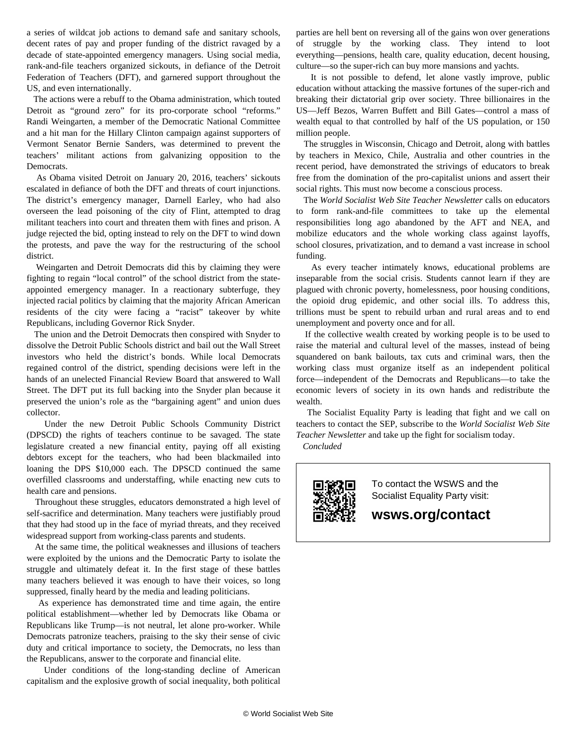a series of wildcat job actions to demand safe and sanitary schools, decent rates of pay and proper funding of the district ravaged by a decade of state-appointed emergency managers. Using social media, rank-and-file teachers organized sickouts, in defiance of the Detroit Federation of Teachers (DFT), and garnered support throughout the US, and even internationally.

The actions were a rebuff to the Obama administration, which touted Detroit as "ground zero" for its pro-corporate school "reforms." Randi Weingarten, a member of the Democratic National Committee and a hit man for the Hillary Clinton campaign against supporters of Vermont Senator Bernie Sanders, was determined to prevent the teachers' militant actions from galvanizing opposition to the Democrats.

As Obama visited Detroit on January 20, 2016, teachers' sickouts escalated in defiance of both the DFT and threats of court injunctions. The district's emergency manager, Darnell Earley, who had also overseen the lead poisoning of the city of Flint, attempted to drag militant teachers into court and threaten them with fines and prison. A judge rejected the bid, opting instead to rely on the DFT to wind down the protests, and pave the way for the restructuring of the school district.

Weingarten and Detroit Democrats did this by claiming they were fighting to regain "local control" of the school district from the state-appointed emergency manager. In a reactionary subterfuge, they injected racial politics by claiming that the majority African American residents of the city were facing a "racist" takeover by white Republicans, including Governor Rick Snyder.

The union and the Detroit Democrats then conspired with Snyder to dissolve the Detroit Public Schools district and bail out the Wall Street investors who held the district's bonds. While local Democrats regained control of the district, spending decisions were left in the hands of an unelected Financial Review Board that answered to Wall Street. The DFT put its full backing into the Snyder plan because it preserved the union's role as the "bargaining agent" and union dues collector.

Under the new Detroit Public Schools Community District (DPSCD) the rights of teachers continue to be savaged. The state legislature created a new financial entity, paying off all existing debtors except for the teachers, who had been blackmailed into loaning the DPS $10,000 each. The DPSCD continued the same overfilled classrooms and understaffing, while enacting new cuts to health care and pensions.

Throughout these struggles, educators demonstrated a high level of self-sacrifice and determination. Many teachers were justifiably proud that they had stood up in the face of myriad threats, and they received widespread support from working-class parents and students.

At the same time, the political weaknesses and illusions of teachers were exploited by the unions and the Democratic Party to isolate the struggle and ultimately defeat it. In the first stage of these battles many teachers believed it was enough to have their voices, so long suppressed, finally heard by the media and leading politicians.

As experience has demonstrated time and time again, the entire political establishment—whether led by Democrats like Obama or Republicans like Trump—is not neutral, let alone pro-worker. While Democrats patronize teachers, praising to the sky their sense of civic duty and critical importance to society, the Democrats, no less than the Republicans, answer to the corporate and financial elite.

Under conditions of the long-standing decline of American capitalism and the explosive growth of social inequality, both political parties are hell bent on reversing all of the gains won over generations of struggle by the working class. They intend to loot everything—pensions, health care, quality education, decent housing, culture—so the super-rich can buy more mansions and yachts.

It is not possible to defend, let alone vastly improve, public education without attacking the massive fortunes of the super-rich and breaking their dictatorial grip over society. Three billionaires in the US—Jeff Bezos, Warren Buffett and Bill Gates—control a mass of wealth equal to that controlled by half of the US population, or 150 million people.

The struggles in Wisconsin, Chicago and Detroit, along with battles by teachers in Mexico, Chile, Australia and other countries in the recent period, have demonstrated the strivings of educators to break free from the domination of the pro-capitalist unions and assert their social rights. This must now become a conscious process.

The *World Socialist Web Site Teacher Newsletter* calls on educators to form rank-and-file committees to take up the elemental responsibilities long ago abandoned by the AFT and NEA, and mobilize educators and the whole working class against layoffs, school closures, privatization, and to demand a vast increase in school funding.

As every teacher intimately knows, educational problems are inseparable from the social crisis. Students cannot learn if they are plagued with chronic poverty, homelessness, poor housing conditions, the opioid drug epidemic, and other social ills. To address this, trillions must be spent to rebuild urban and rural areas and to end unemployment and poverty once and for all.

If the collective wealth created by working people is to be used to raise the material and cultural level of the masses, instead of being squandered on bank bailouts, tax cuts and criminal wars, then the working class must organize itself as an independent political force—independent of the Democrats and Republicans—to take the economic levers of society in its own hands and redistribute the wealth.

The Socialist Equality Party is leading that fight and we call on teachers to contact the SEP, subscribe to the *World Socialist Web Site Teacher Newsletter* and take up the fight for socialism today.

*Concluded*

To contact the WSWS and the Socialist Equality Party visit:

**wsws.org/contact**